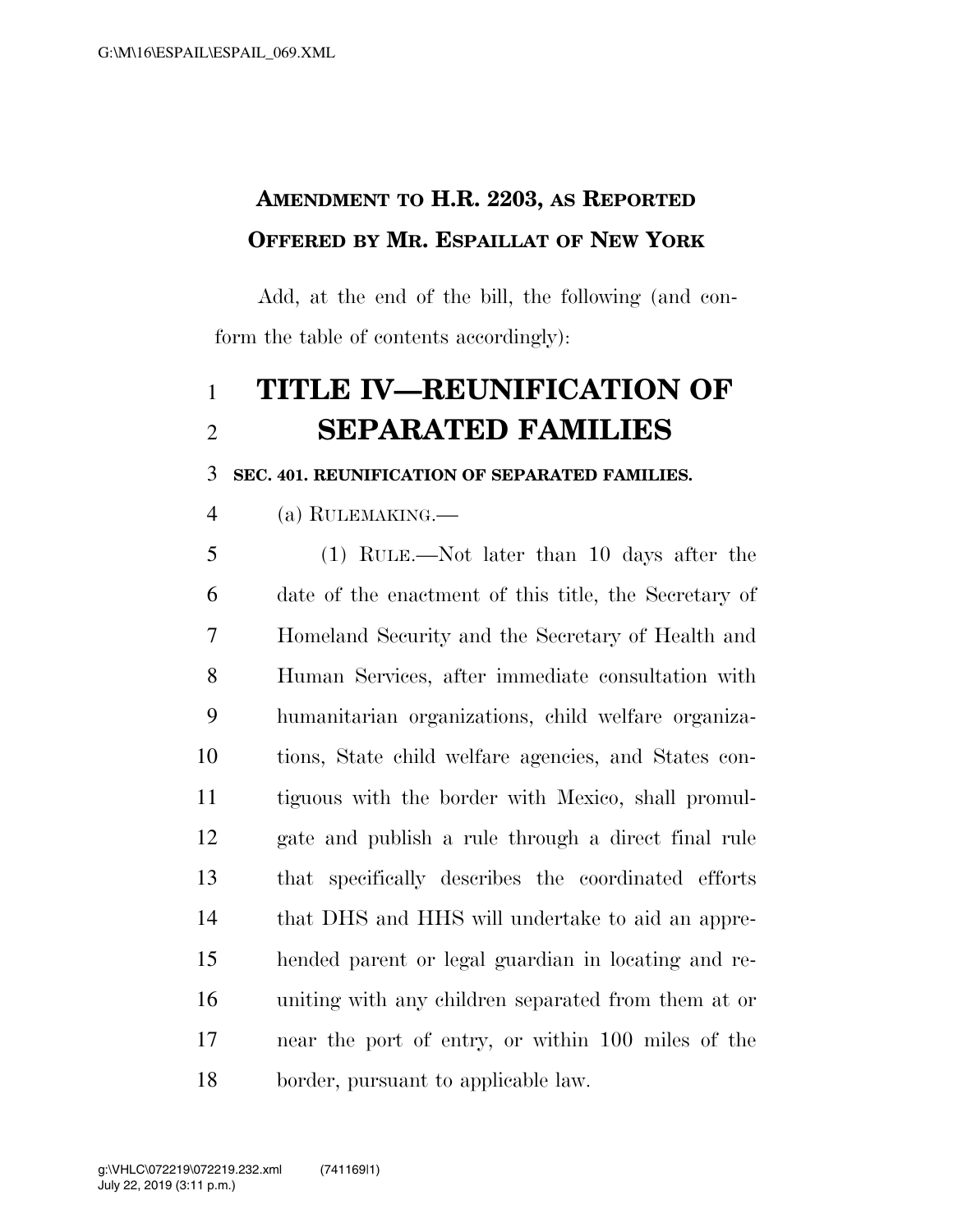**AMENDMENT TO H.R. 2203, AS REPORTED**

**OFFERED BY MR. ESPAILLAT OF NEW YORK**

Add, at the end of the bill, the following (and conform the table of contents accordingly):

# TITLE IV—REUNIFICATION OF SEPARATED FAMILIES

**SEC. 401. REUNIFICATION OF SEPARATED FAMILIES.**

(a) RULEMAKING.—

(1) RULE.—Not later than 10 days after the date of the enactment of this title, the Secretary of Homeland Security and the Secretary of Health and Human Services, after immediate consultation with humanitarian organizations, child welfare organizations, State child welfare agencies, and States contiguous with the border with Mexico, shall promulgate and publish a rule through a direct final rule that specifically describes the coordinated efforts that DHS and HHS will undertake to aid an apprehended parent or legal guardian in locating and reuniting with any children separated from them at or near the port of entry, or within 100 miles of the border, pursuant to applicable law.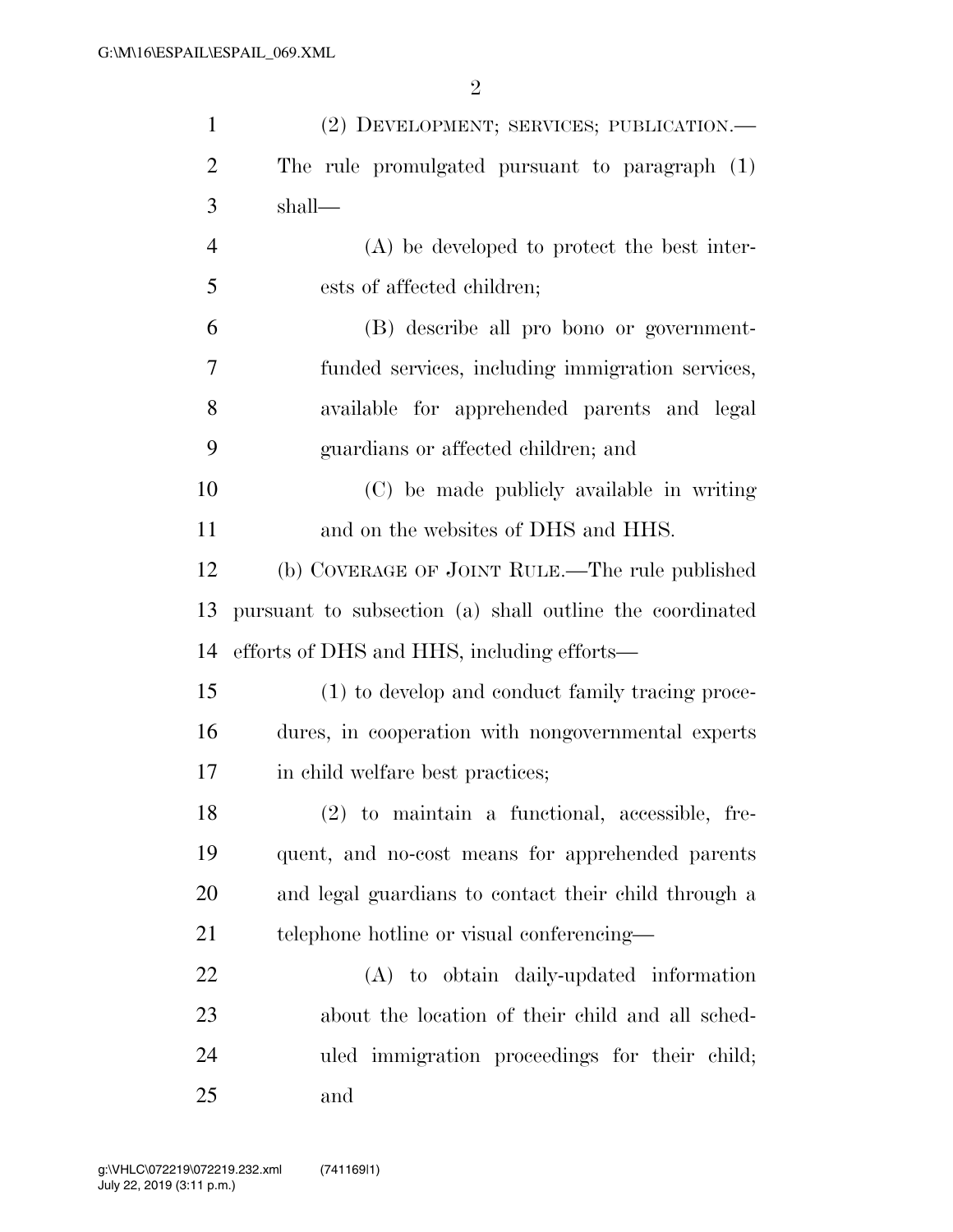(2) DEVELOPMENT; SERVICES; PUBLICATION.—The rule promulgated pursuant to paragraph (1) shall—

(A) be developed to protect the best interests of affected children;

(B) describe all pro bono or government-funded services, including immigration services, available for apprehended parents and legal guardians or affected children; and

(C) be made publicly available in writing and on the websites of DHS and HHS.

(b) COVERAGE OF JOINT RULE.—The rule published pursuant to subsection (a) shall outline the coordinated efforts of DHS and HHS, including efforts—

(1) to develop and conduct family tracing procedures, in cooperation with nongovernmental experts in child welfare best practices;

(2) to maintain a functional, accessible, frequent, and no-cost means for apprehended parents and legal guardians to contact their child through a telephone hotline or visual conferencing—

(A) to obtain daily-updated information about the location of their child and all scheduled immigration proceedings for their child; and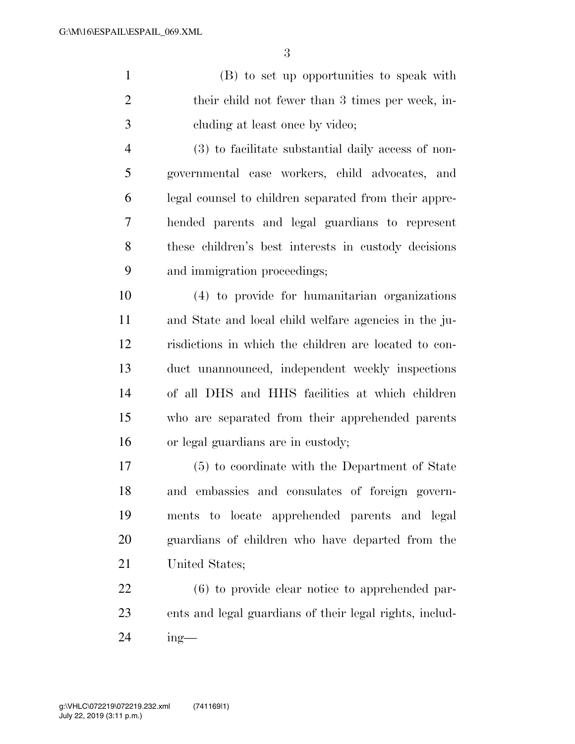(B) to set up opportunities to speak with their child not fewer than 3 times per week, including at least once by video;

(3) to facilitate substantial daily access of non-governmental case workers, child advocates, and legal counsel to children separated from their apprehended parents and legal guardians to represent these children's best interests in custody decisions and immigration proceedings;

(4) to provide for humanitarian organizations and State and local child welfare agencies in the jurisdictions in which the children are located to conduct unannounced, independent weekly inspections of all DHS and HHS facilities at which children who are separated from their apprehended parents or legal guardians are in custody;

(5) to coordinate with the Department of State and embassies and consulates of foreign governments to locate apprehended parents and legal guardians of children who have departed from the United States;

(6) to provide clear notice to apprehended parents and legal guardians of their legal rights, including—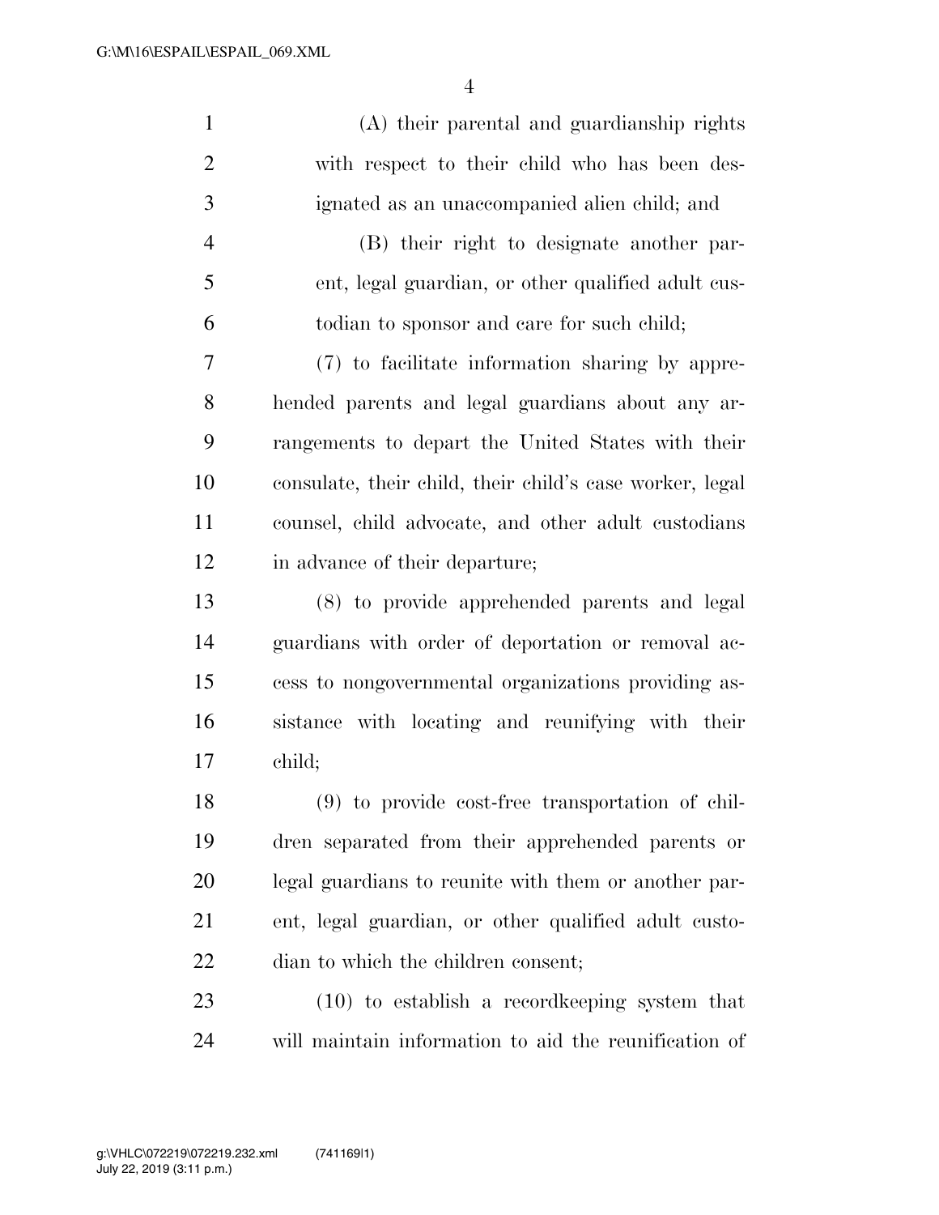(A) their parental and guardianship rights with respect to their child who has been designated as an unaccompanied alien child; and

(B) their right to designate another parent, legal guardian, or other qualified adult custodian to sponsor and care for such child;

(7) to facilitate information sharing by apprehended parents and legal guardians about any arrangements to depart the United States with their consulate, their child, their child's case worker, legal counsel, child advocate, and other adult custodians in advance of their departure;

(8) to provide apprehended parents and legal guardians with order of deportation or removal access to nongovernmental organizations providing assistance with locating and reunifying with their child;

(9) to provide cost-free transportation of children separated from their apprehended parents or legal guardians to reunite with them or another parent, legal guardian, or other qualified adult custodian to which the children consent;

(10) to establish a recordkeeping system that will maintain information to aid the reunification of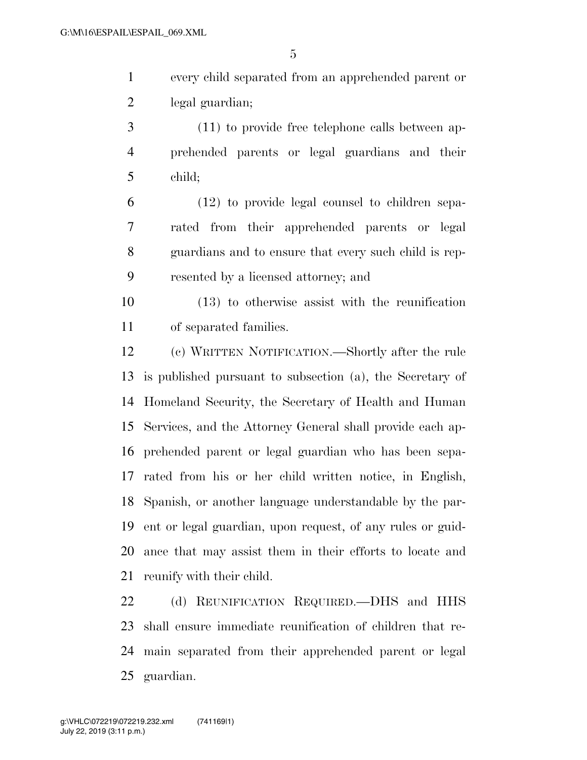every child separated from an apprehended parent or legal guardian;

(11) to provide free telephone calls between apprehended parents or legal guardians and their child;

(12) to provide legal counsel to children separated from their apprehended parents or legal guardians and to ensure that every such child is represented by a licensed attorney; and

(13) to otherwise assist with the reunification of separated families.

(c) WRITTEN NOTIFICATION.—Shortly after the rule is published pursuant to subsection (a), the Secretary of Homeland Security, the Secretary of Health and Human Services, and the Attorney General shall provide each apprehended parent or legal guardian who has been separated from his or her child written notice, in English, Spanish, or another language understandable by the parent or legal guardian, upon request, of any rules or guidance that may assist them in their efforts to locate and reunify with their child.

(d) REUNIFICATION REQUIRED.—DHS and HHS shall ensure immediate reunification of children that remain separated from their apprehended parent or legal guardian.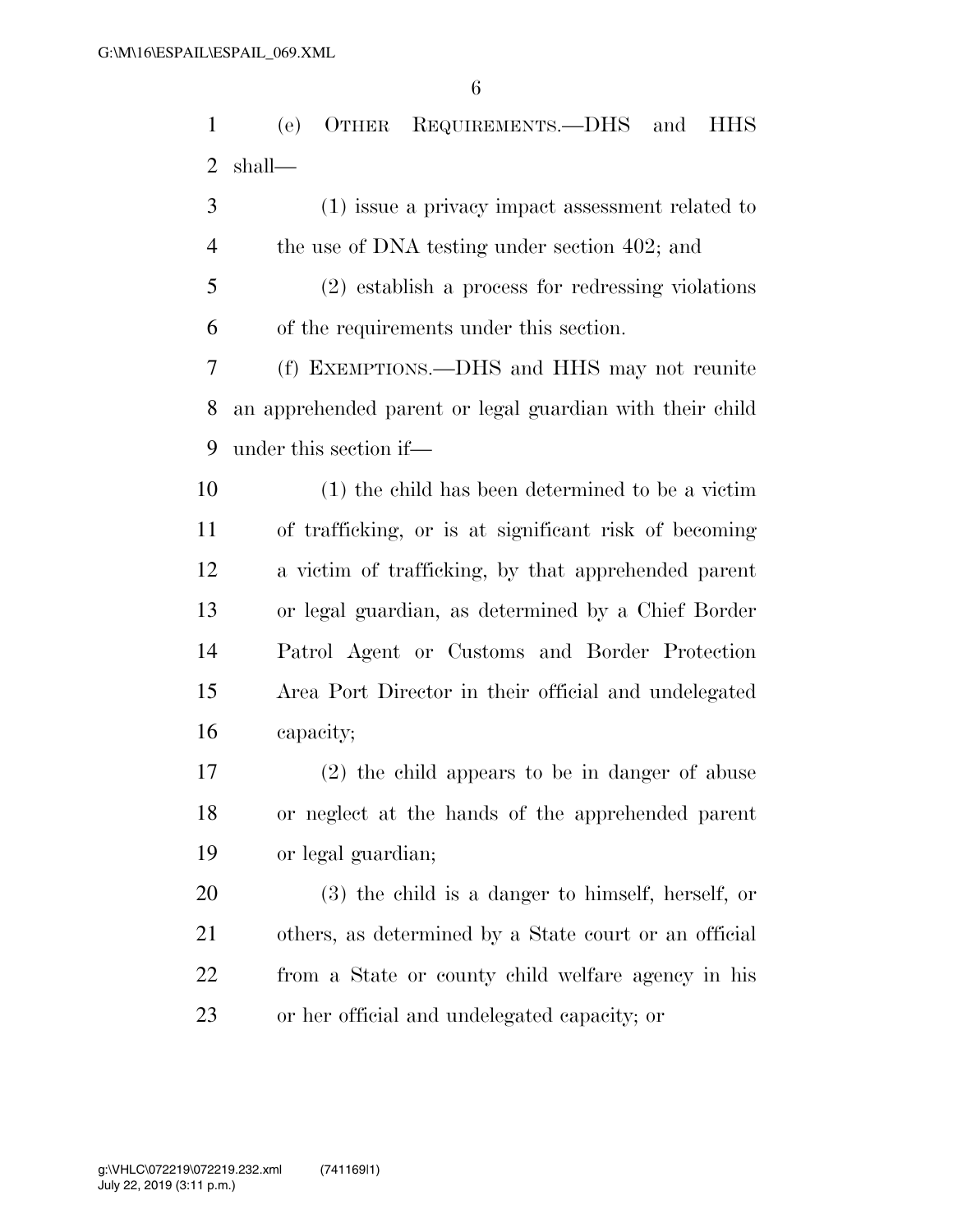(e) OTHER REQUIREMENTS.—DHS and HHS shall—

(1) issue a privacy impact assessment related to the use of DNA testing under section 402; and

(2) establish a process for redressing violations of the requirements under this section.

(f) EXEMPTIONS.—DHS and HHS may not reunite an apprehended parent or legal guardian with their child under this section if—

(1) the child has been determined to be a victim of trafficking, or is at significant risk of becoming a victim of trafficking, by that apprehended parent or legal guardian, as determined by a Chief Border Patrol Agent or Customs and Border Protection Area Port Director in their official and undelegated capacity;

(2) the child appears to be in danger of abuse or neglect at the hands of the apprehended parent or legal guardian;

(3) the child is a danger to himself, herself, or others, as determined by a State court or an official from a State or county child welfare agency in his or her official and undelegated capacity; or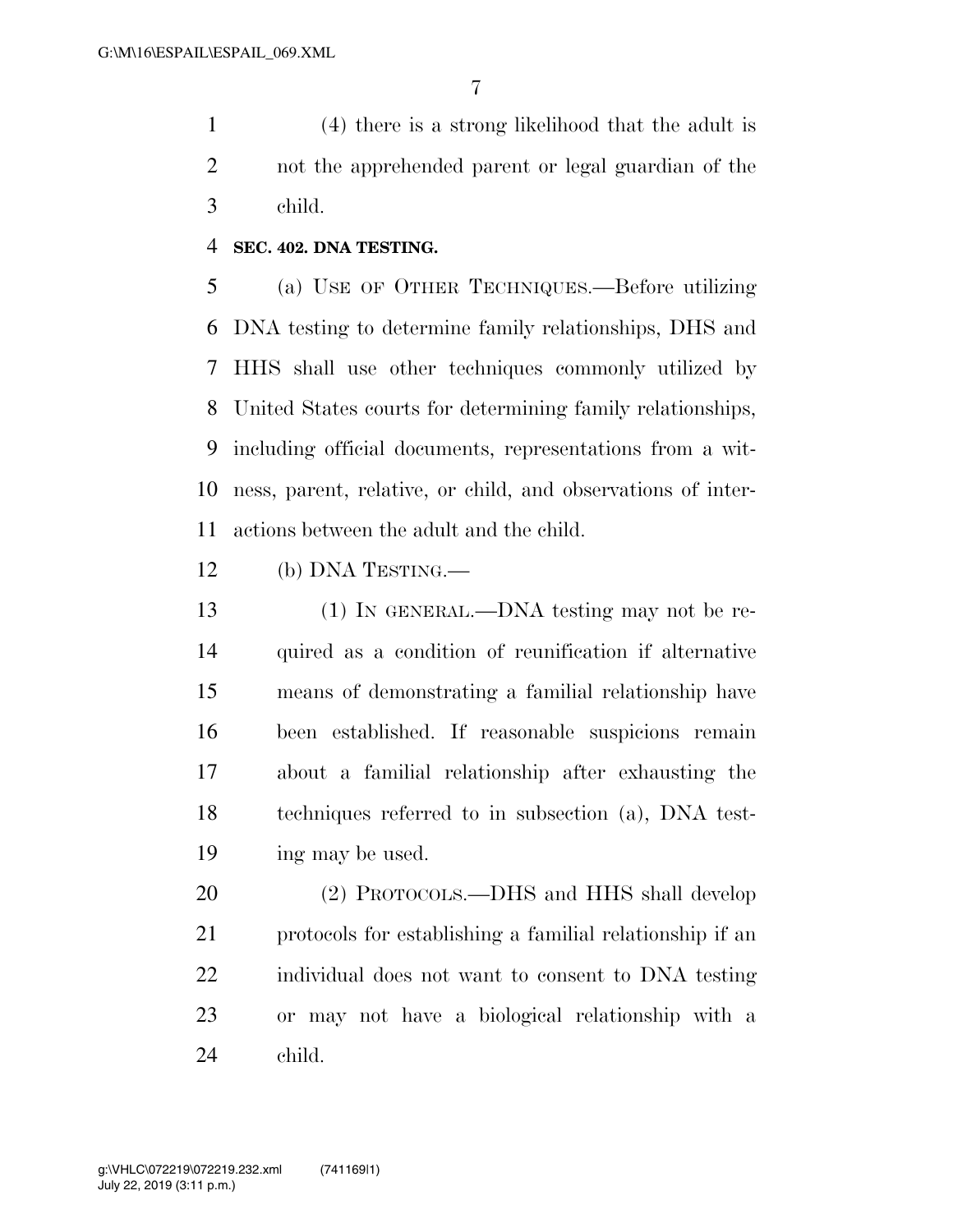(4) there is a strong likelihood that the adult is not the apprehended parent or legal guardian of the child.

**SEC. 402. DNA TESTING.**

(a) USE OF OTHER TECHNIQUES.—Before utilizing DNA testing to determine family relationships, DHS and HHS shall use other techniques commonly utilized by United States courts for determining family relationships, including official documents, representations from a witness, parent, relative, or child, and observations of interactions between the adult and the child.

(b) DNA TESTING.—

(1) IN GENERAL.—DNA testing may not be required as a condition of reunification if alternative means of demonstrating a familial relationship have been established. If reasonable suspicions remain about a familial relationship after exhausting the techniques referred to in subsection (a), DNA testing may be used.

(2) PROTOCOLS.—DHS and HHS shall develop protocols for establishing a familial relationship if an individual does not want to consent to DNA testing or may not have a biological relationship with a child.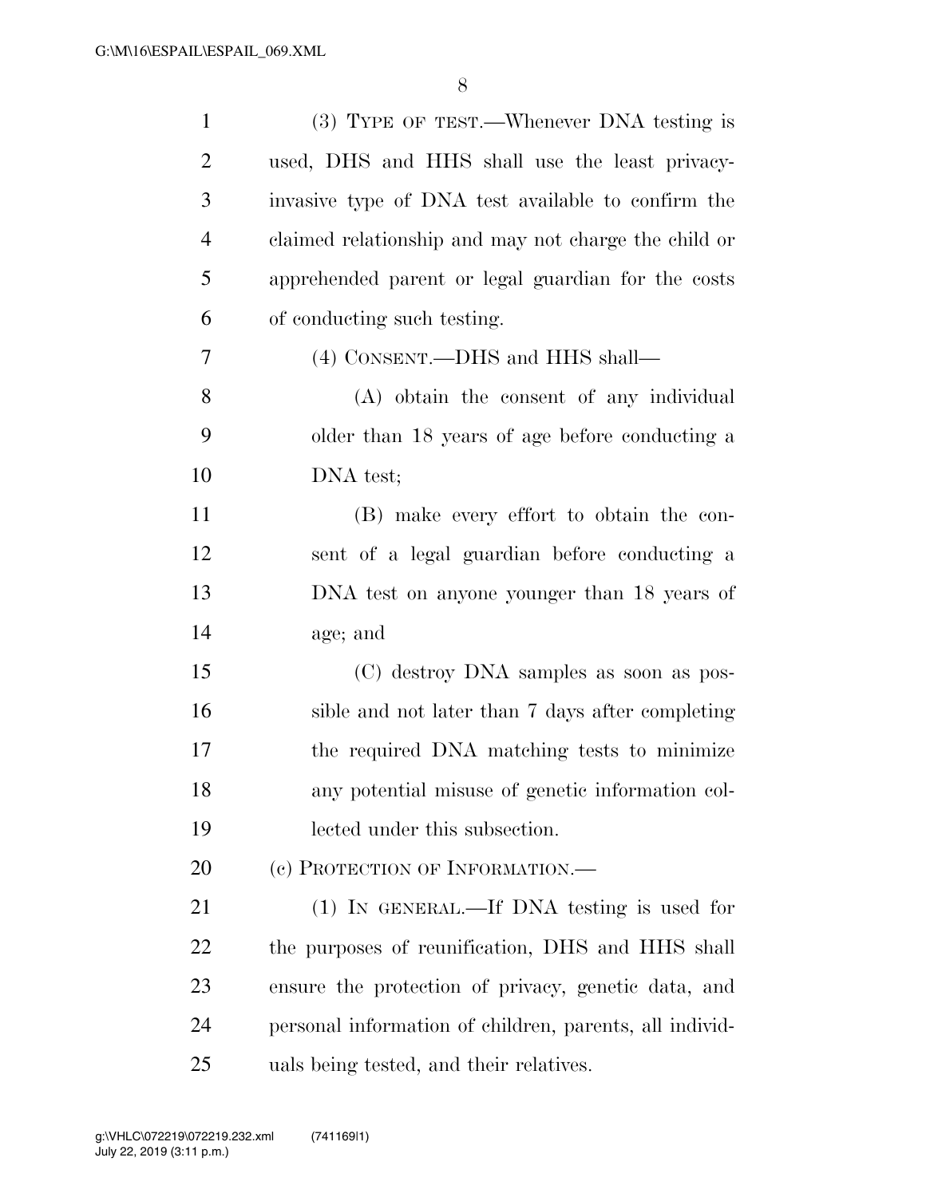(3) TYPE OF TEST.—Whenever DNA testing is used, DHS and HHS shall use the least privacy-invasive type of DNA test available to confirm the claimed relationship and may not charge the child or apprehended parent or legal guardian for the costs of conducting such testing.

(4) CONSENT.—DHS and HHS shall—

(A) obtain the consent of any individual older than 18 years of age before conducting a DNA test;

(B) make every effort to obtain the consent of a legal guardian before conducting a DNA test on anyone younger than 18 years of age; and

(C) destroy DNA samples as soon as possible and not later than 7 days after completing the required DNA matching tests to minimize any potential misuse of genetic information collected under this subsection.

(c) PROTECTION OF INFORMATION.—

(1) IN GENERAL.—If DNA testing is used for the purposes of reunification, DHS and HHS shall ensure the protection of privacy, genetic data, and personal information of children, parents, all individuals being tested, and their relatives.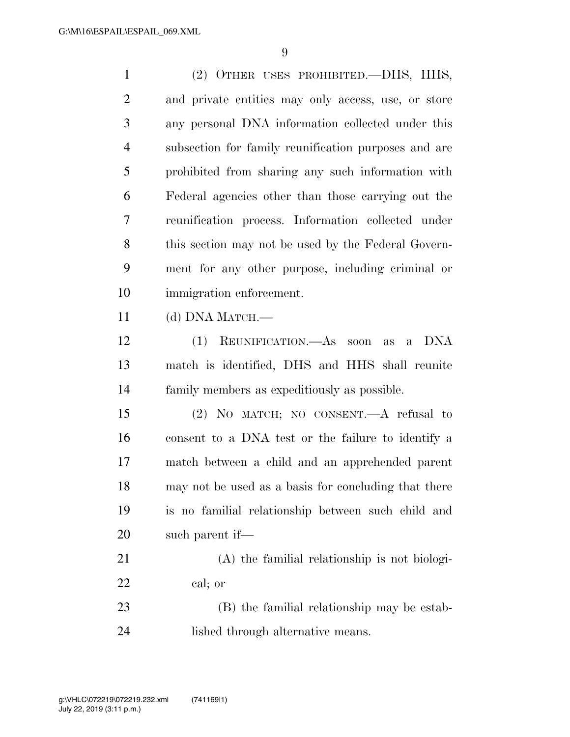(2) OTHER USES PROHIBITED.—DHS, HHS, and private entities may only access, use, or store any personal DNA information collected under this subsection for family reunification purposes and are prohibited from sharing any such information with Federal agencies other than those carrying out the reunification process. Information collected under this section may not be used by the Federal Government for any other purpose, including criminal or immigration enforcement.

(d) DNA MATCH.—

(1) REUNIFICATION.—As soon as a DNA match is identified, DHS and HHS shall reunite family members as expeditiously as possible.

(2) NO MATCH; NO CONSENT.—A refusal to consent to a DNA test or the failure to identify a match between a child and an apprehended parent may not be used as a basis for concluding that there is no familial relationship between such child and such parent if—

(A) the familial relationship is not biological; or

(B) the familial relationship may be established through alternative means.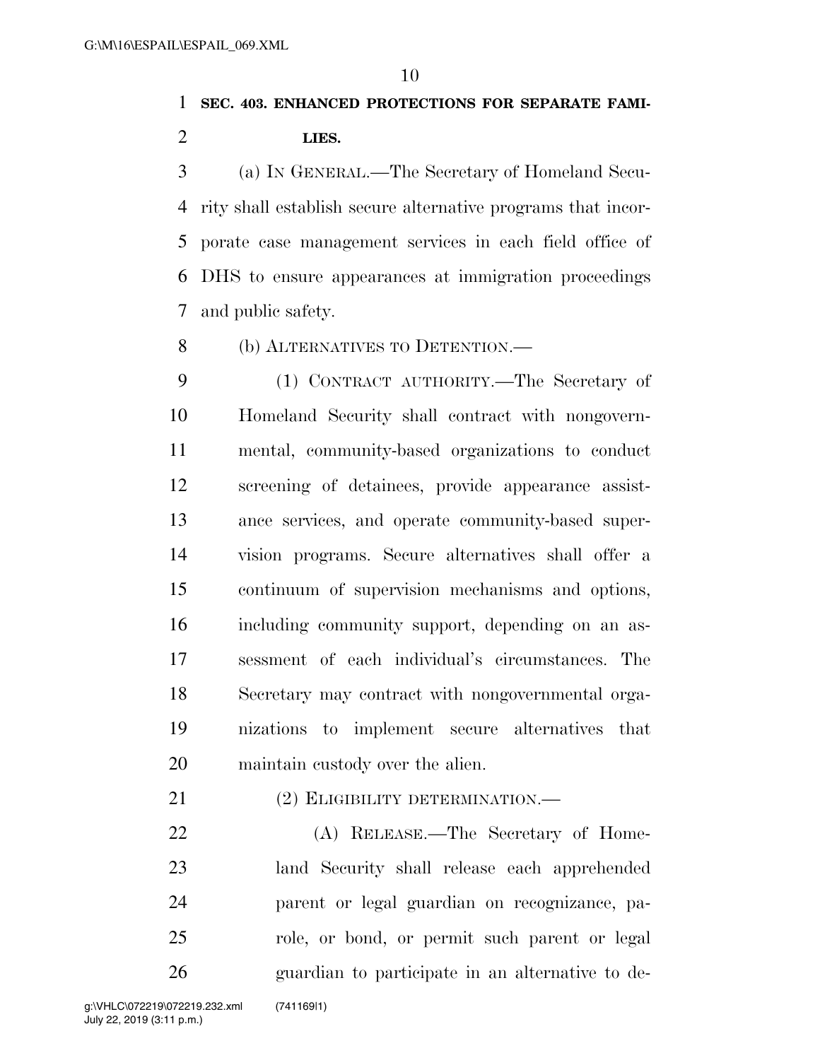**SEC. 403. ENHANCED PROTECTIONS FOR SEPARATE FAMILIES.**

(a) IN GENERAL.—The Secretary of Homeland Security shall establish secure alternative programs that incorporate case management services in each field office of DHS to ensure appearances at immigration proceedings and public safety.

(b) ALTERNATIVES TO DETENTION.—

(1) CONTRACT AUTHORITY.—The Secretary of Homeland Security shall contract with nongovernmental, community-based organizations to conduct screening of detainees, provide appearance assistance services, and operate community-based supervision programs. Secure alternatives shall offer a continuum of supervision mechanisms and options, including community support, depending on an assessment of each individual's circumstances. The Secretary may contract with nongovernmental organizations to implement secure alternatives that maintain custody over the alien.

(2) ELIGIBILITY DETERMINATION.—

(A) RELEASE.—The Secretary of Homeland Security shall release each apprehended parent or legal guardian on recognizance, parole, or bond, or permit such parent or legal guardian to participate in an alternative to de-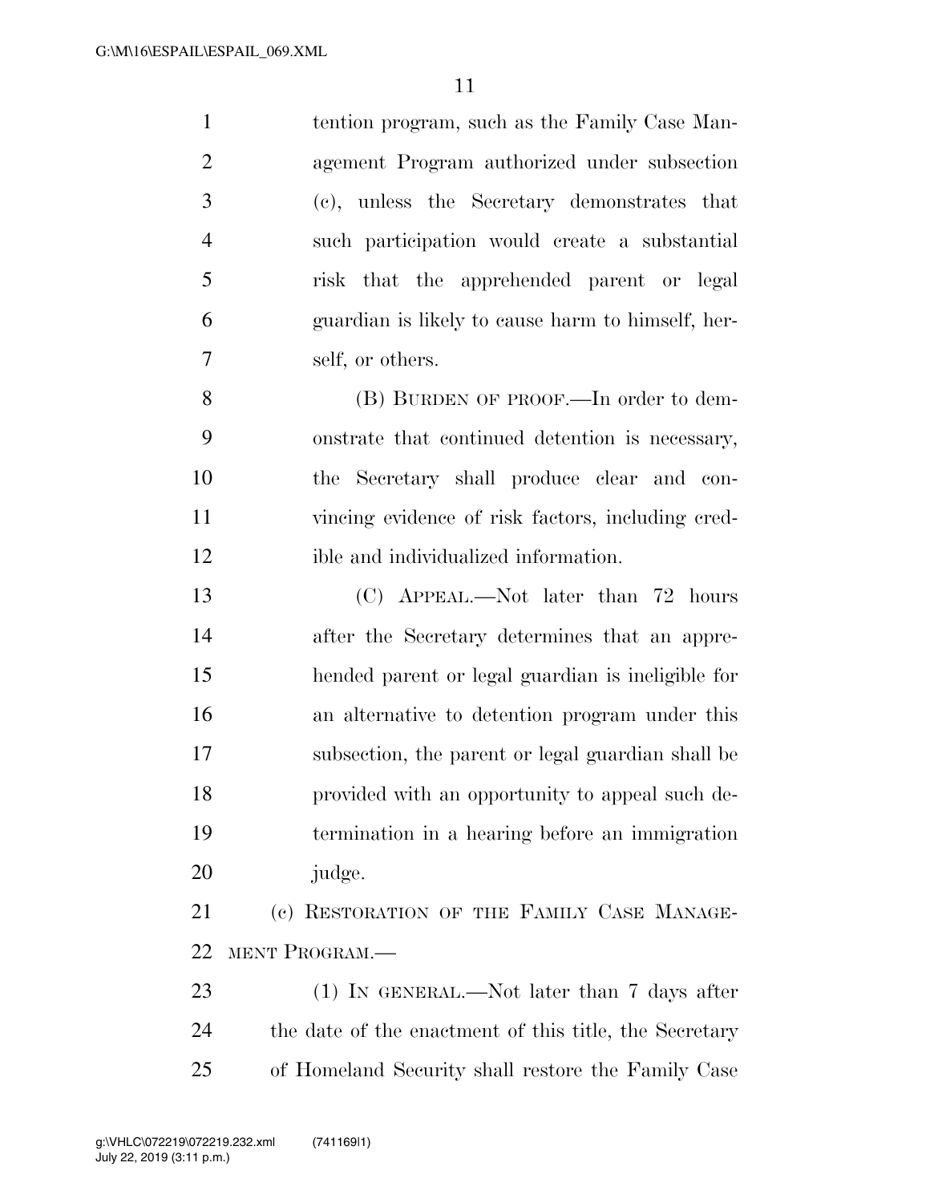tention program, such as the Family Case Management Program authorized under subsection (c), unless the Secretary demonstrates that such participation would create a substantial risk that the apprehended parent or legal guardian is likely to cause harm to himself, herself, or others.

(B) BURDEN OF PROOF.—In order to demonstrate that continued detention is necessary, the Secretary shall produce clear and convincing evidence of risk factors, including credible and individualized information.

(C) APPEAL.—Not later than 72 hours after the Secretary determines that an apprehended parent or legal guardian is ineligible for an alternative to detention program under this subsection, the parent or legal guardian shall be provided with an opportunity to appeal such determination in a hearing before an immigration judge.

(c) RESTORATION OF THE FAMILY CASE MANAGEMENT PROGRAM.—

(1) IN GENERAL.—Not later than 7 days after the date of the enactment of this title, the Secretary of Homeland Security shall restore the Family Case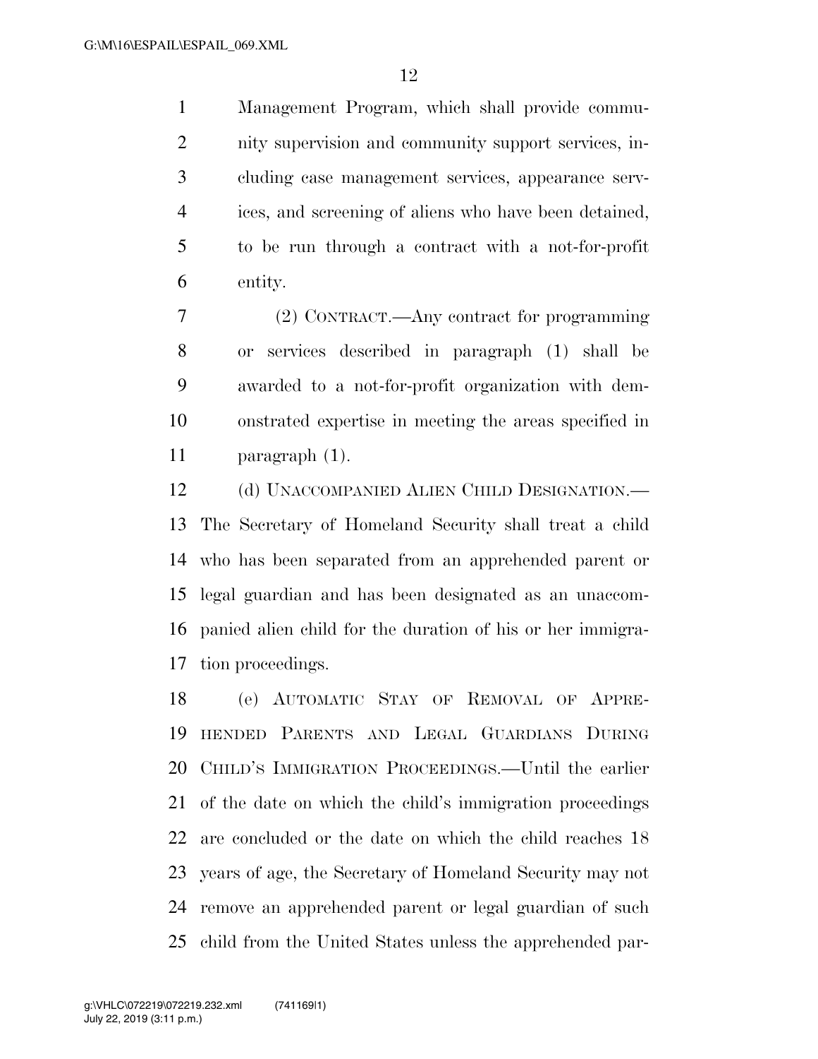Management Program, which shall provide community supervision and community support services, including case management services, appearance services, and screening of aliens who have been detained, to be run through a contract with a not-for-profit entity.

(2) CONTRACT.—Any contract for programming or services described in paragraph (1) shall be awarded to a not-for-profit organization with demonstrated expertise in meeting the areas specified in paragraph (1).

(d) UNACCOMPANIED ALIEN CHILD DESIGNATION.—The Secretary of Homeland Security shall treat a child who has been separated from an apprehended parent or legal guardian and has been designated as an unaccompanied alien child for the duration of his or her immigration proceedings.

(e) AUTOMATIC STAY OF REMOVAL OF APPREHENDED PARENTS AND LEGAL GUARDIANS DURING CHILD'S IMMIGRATION PROCEEDINGS.—Until the earlier of the date on which the child's immigration proceedings are concluded or the date on which the child reaches 18 years of age, the Secretary of Homeland Security may not remove an apprehended parent or legal guardian of such child from the United States unless the apprehended par-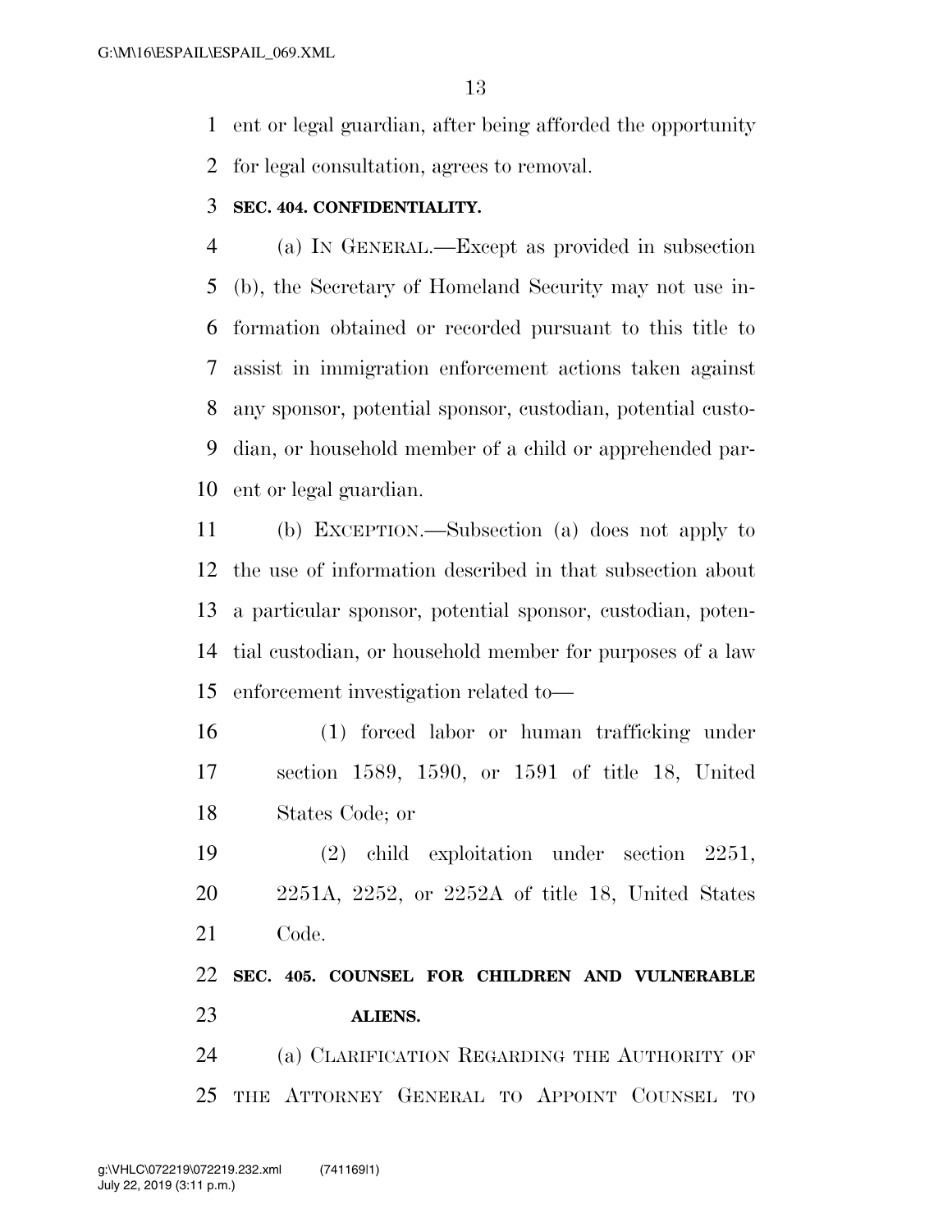ent or legal guardian, after being afforded the opportunity for legal consultation, agrees to removal.

### SEC. 404. CONFIDENTIALITY.

(a) IN GENERAL.—Except as provided in subsection (b), the Secretary of Homeland Security may not use information obtained or recorded pursuant to this title to assist in immigration enforcement actions taken against any sponsor, potential sponsor, custodian, potential custodian, or household member of a child or apprehended parent or legal guardian.

(b) EXCEPTION.—Subsection (a) does not apply to the use of information described in that subsection about a particular sponsor, potential sponsor, custodian, potential custodian, or household member for purposes of a law enforcement investigation related to—

(1) forced labor or human trafficking under section 1589, 1590, or 1591 of title 18, United States Code; or

(2) child exploitation under section 2251, 2251A, 2252, or 2252A of title 18, United States Code.

### SEC. 405. COUNSEL FOR CHILDREN AND VULNERABLE ALIENS.

(a) CLARIFICATION REGARDING THE AUTHORITY OF THE ATTORNEY GENERAL TO APPOINT COUNSEL TO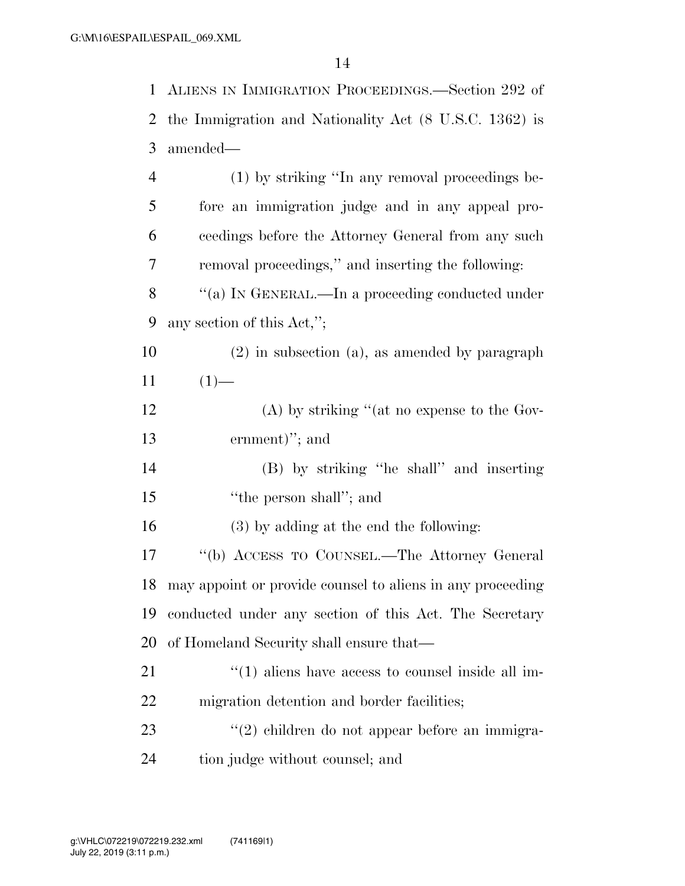ALIENS IN IMMIGRATION PROCEEDINGS.—Section 292 of the Immigration and Nationality Act (8 U.S.C. 1362) is amended—

(1) by striking "In any removal proceedings before an immigration judge and in any appeal proceedings before the Attorney General from any such removal proceedings," and inserting the following:

"(a) IN GENERAL.—In a proceeding conducted under any section of this Act,";

(2) in subsection (a), as amended by paragraph (1)—

(A) by striking "(at no expense to the Government)"; and

(B) by striking "he shall" and inserting "the person shall"; and

(3) by adding at the end the following:

"(b) ACCESS TO COUNSEL.—The Attorney General may appoint or provide counsel to aliens in any proceeding conducted under any section of this Act. The Secretary of Homeland Security shall ensure that—

"(1) aliens have access to counsel inside all immigration detention and border facilities;

"(2) children do not appear before an immigration judge without counsel; and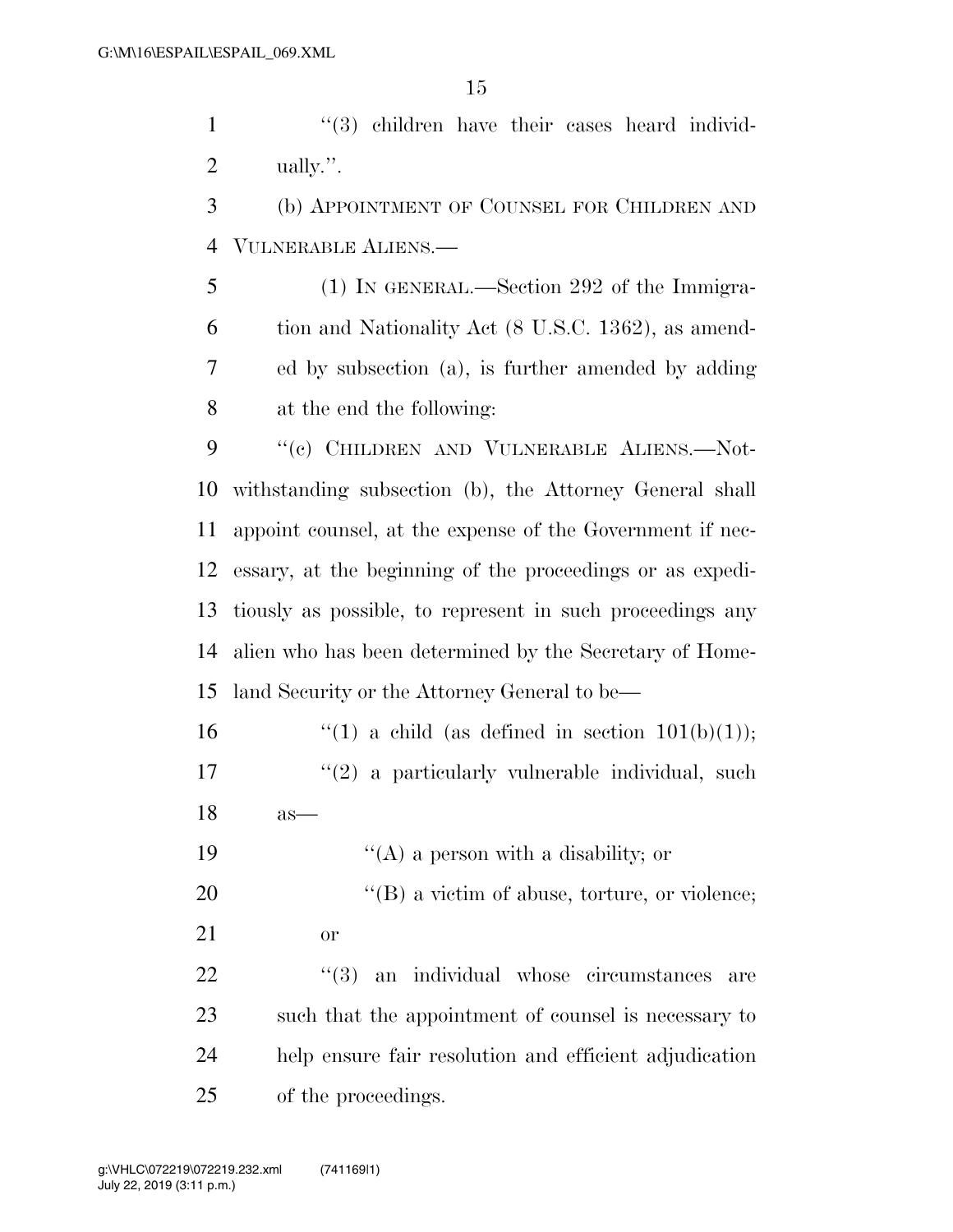"(3) children have their cases heard individually.".

(b) APPOINTMENT OF COUNSEL FOR CHILDREN AND VULNERABLE ALIENS.—

(1) IN GENERAL.—Section 292 of the Immigration and Nationality Act (8 U.S.C. 1362), as amended by subsection (a), is further amended by adding at the end the following:

"(c) CHILDREN AND VULNERABLE ALIENS.—Notwithstanding subsection (b), the Attorney General shall appoint counsel, at the expense of the Government if necessary, at the beginning of the proceedings or as expeditiously as possible, to represent in such proceedings any alien who has been determined by the Secretary of Homeland Security or the Attorney General to be—

"(1) a child (as defined in section 101(b)(1));

"(2) a particularly vulnerable individual, such as—

"(A) a person with a disability; or

"(B) a victim of abuse, torture, or violence; or

"(3) an individual whose circumstances are such that the appointment of counsel is necessary to help ensure fair resolution and efficient adjudication of the proceedings.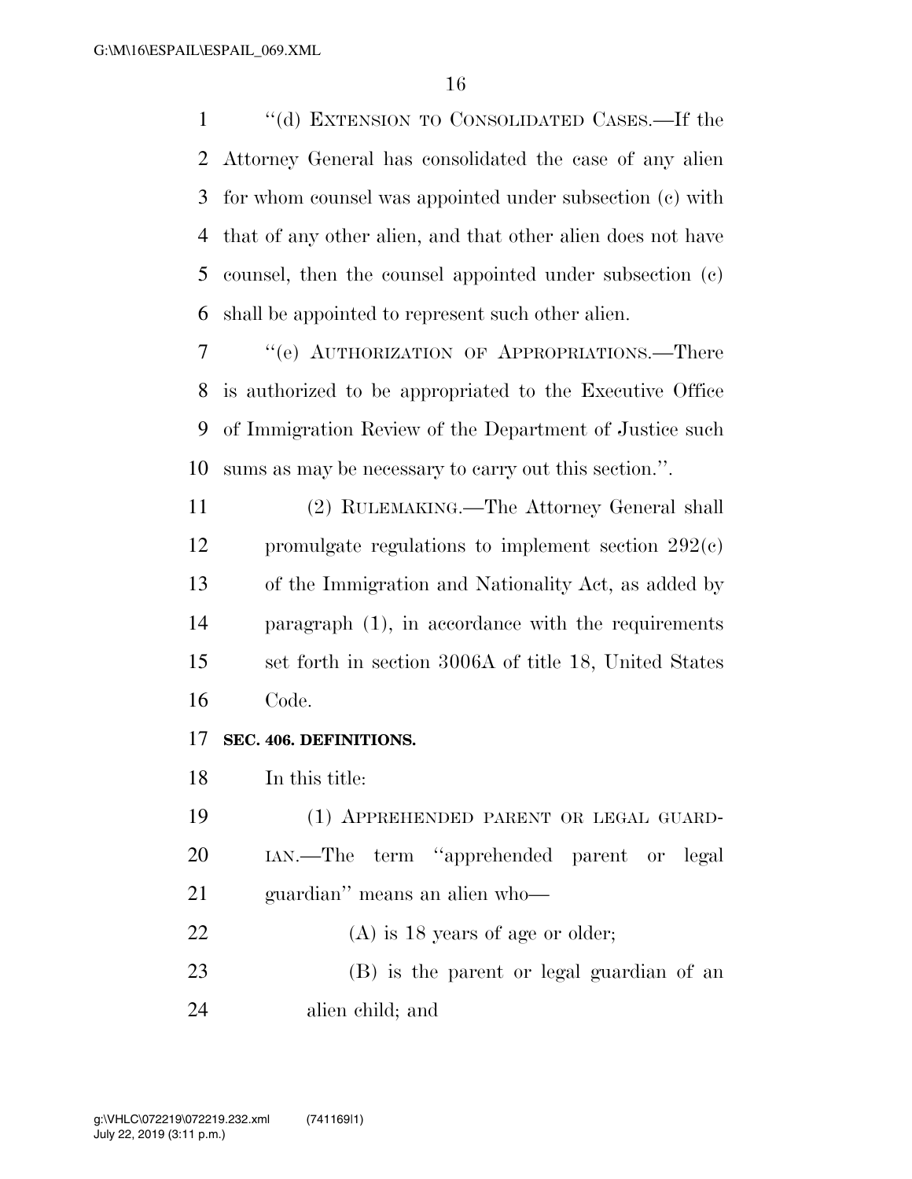"(d) EXTENSION TO CONSOLIDATED CASES.—If the Attorney General has consolidated the case of any alien for whom counsel was appointed under subsection (c) with that of any other alien, and that other alien does not have counsel, then the counsel appointed under subsection (c) shall be appointed to represent such other alien.

"(e) AUTHORIZATION OF APPROPRIATIONS.—There is authorized to be appropriated to the Executive Office of Immigration Review of the Department of Justice such sums as may be necessary to carry out this section.".

(2) RULEMAKING.—The Attorney General shall promulgate regulations to implement section 292(c) of the Immigration and Nationality Act, as added by paragraph (1), in accordance with the requirements set forth in section 3006A of title 18, United States Code.

**SEC. 406. DEFINITIONS.**

In this title:

(1) APPREHENDED PARENT OR LEGAL GUARDIAN.—The term "apprehended parent or legal guardian" means an alien who—

(A) is 18 years of age or older;

(B) is the parent or legal guardian of an alien child; and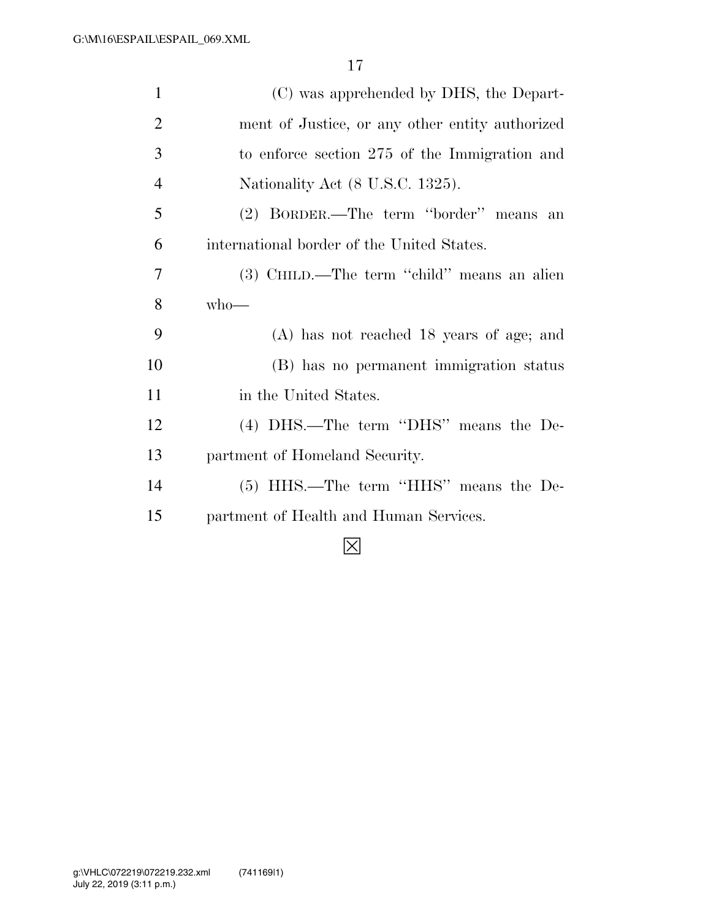(C) was apprehended by DHS, the Department of Justice, or any other entity authorized to enforce section 275 of the Immigration and Nationality Act (8 U.S.C. 1325).

(2) BORDER.—The term "border" means an international border of the United States.

(3) CHILD.—The term "child" means an alien who—

(A) has not reached 18 years of age; and

(B) has no permanent immigration status in the United States.

(4) DHS.—The term "DHS" means the Department of Homeland Security.

(5) HHS.—The term "HHS" means the Department of Health and Human Services.